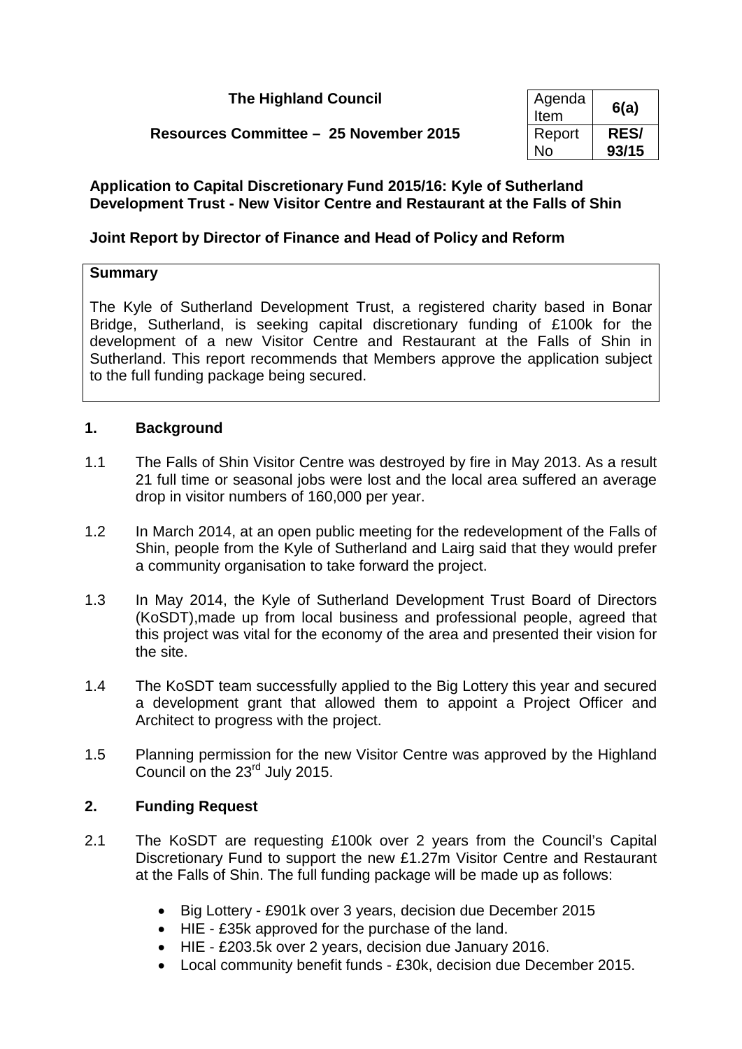**The Highland Council**

**Resources Committee – 25 November 2015**

| Agenda Item | **6(a)** |
|---|---|
| Report No | **RES/ 93/15** |

**Application to Capital Discretionary Fund 2015/16: Kyle of Sutherland Development Trust - New Visitor Centre and Restaurant at the Falls of Shin**

**Joint Report by Director of Finance and Head of Policy and Reform**

**Summary**

The Kyle of Sutherland Development Trust, a registered charity based in Bonar Bridge, Sutherland, is seeking capital discretionary funding of £100k for the development of a new Visitor Centre and Restaurant at the Falls of Shin in Sutherland. This report recommends that Members approve the application subject to the full funding package being secured.

## 1. Background

1.1 The Falls of Shin Visitor Centre was destroyed by fire in May 2013. As a result 21 full time or seasonal jobs were lost and the local area suffered an average drop in visitor numbers of 160,000 per year.

1.2 In March 2014, at an open public meeting for the redevelopment of the Falls of Shin, people from the Kyle of Sutherland and Lairg said that they would prefer a community organisation to take forward the project.

1.3 In May 2014, the Kyle of Sutherland Development Trust Board of Directors (KoSDT),made up from local business and professional people, agreed that this project was vital for the economy of the area and presented their vision for the site.

1.4 The KoSDT team successfully applied to the Big Lottery this year and secured a development grant that allowed them to appoint a Project Officer and Architect to progress with the project.

1.5 Planning permission for the new Visitor Centre was approved by the Highland Council on the 23rd July 2015.

## 2. Funding Request

2.1 The KoSDT are requesting £100k over 2 years from the Council's Capital Discretionary Fund to support the new £1.27m Visitor Centre and Restaurant at the Falls of Shin. The full funding package will be made up as follows:

- Big Lottery - £901k over 3 years, decision due December 2015
- HIE - £35k approved for the purchase of the land.
- HIE - £203.5k over 2 years, decision due January 2016.
- Local community benefit funds - £30k, decision due December 2015.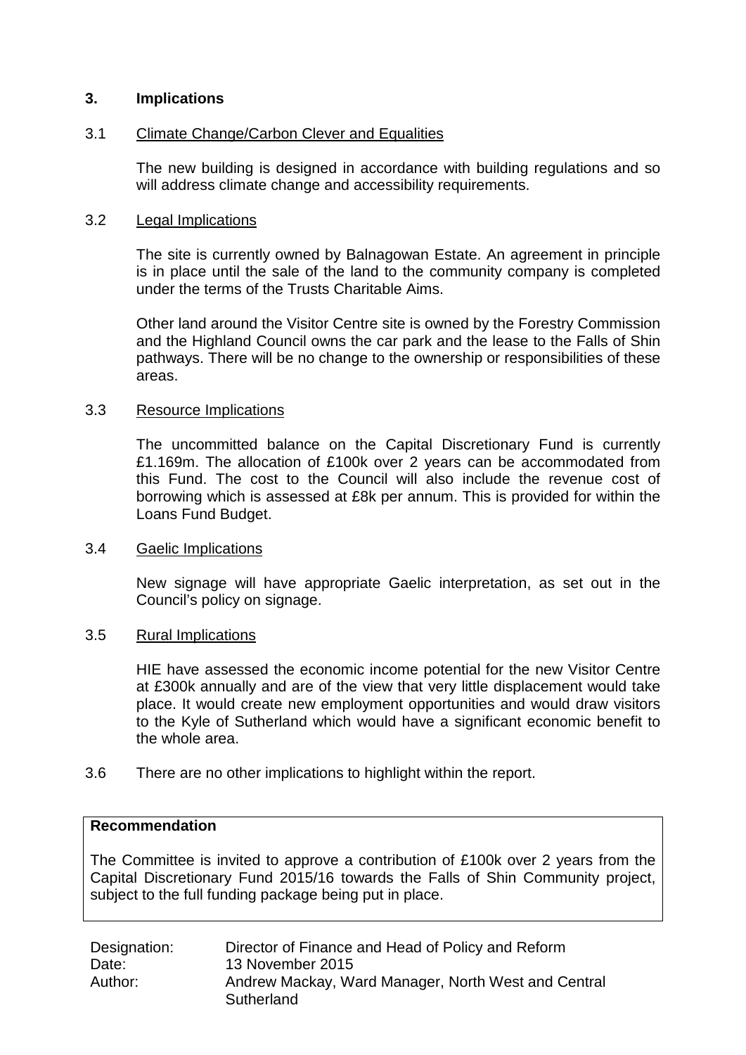## 3. Implications

### 3.1 Climate Change/Carbon Clever and Equalities

The new building is designed in accordance with building regulations and so will address climate change and accessibility requirements.

### 3.2 Legal Implications

The site is currently owned by Balnagowan Estate. An agreement in principle is in place until the sale of the land to the community company is completed under the terms of the Trusts Charitable Aims.

Other land around the Visitor Centre site is owned by the Forestry Commission and the Highland Council owns the car park and the lease to the Falls of Shin pathways. There will be no change to the ownership or responsibilities of these areas.

### 3.3 Resource Implications

The uncommitted balance on the Capital Discretionary Fund is currently £1.169m. The allocation of £100k over 2 years can be accommodated from this Fund. The cost to the Council will also include the revenue cost of borrowing which is assessed at £8k per annum. This is provided for within the Loans Fund Budget.

### 3.4 Gaelic Implications

New signage will have appropriate Gaelic interpretation, as set out in the Council's policy on signage.

### 3.5 Rural Implications

HIE have assessed the economic income potential for the new Visitor Centre at £300k annually and are of the view that very little displacement would take place. It would create new employment opportunities and would draw visitors to the Kyle of Sutherland which would have a significant economic benefit to the whole area.

3.6 There are no other implications to highlight within the report.

**Recommendation**

The Committee is invited to approve a contribution of £100k over 2 years from the Capital Discretionary Fund 2015/16 towards the Falls of Shin Community project, subject to the full funding package being put in place.

Designation: Director of Finance and Head of Policy and Reform
Date: 13 November 2015
Author: Andrew Mackay, Ward Manager, North West and Central Sutherland